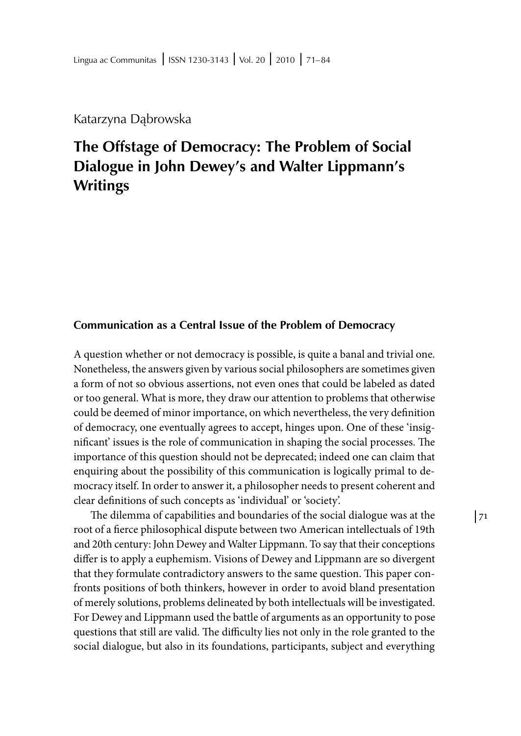Katarzyna Dąbrowska

# The Offstage of Democracy: The Problem of Social Dialogue in John Dewey's and Walter Lippmann's Writings

## Communication as a Central Issue of the Problem of Democracy

A question whether or not democracy is possible, is quite a banal and trivial one. Nonetheless, the answers given by various social philosophers are sometimes given a form of not so obvious assertions, not even ones that could be labeled as dated or too general. What is more, they draw our attention to problems that otherwise could be deemed of minor importance, on which nevertheless, the very definition of democracy, one eventually agrees to accept, hinges upon. One of these 'insignificant' issues is the role of communication in shaping the social processes. The importance of this question should not be deprecated; indeed one can claim that enquiring about the possibility of this communication is logically primal to democracy itself. In order to answer it, a philosopher needs to present coherent and clear definitions of such concepts as 'individual' or 'society'.

The dilemma of capabilities and boundaries of the social dialogue was at the root of a fierce philosophical dispute between two American intellectuals of 19th and 20th century: John Dewey and Walter Lippmann. To say that their conceptions differ is to apply a euphemism. Visions of Dewey and Lippmann are so divergent that they formulate contradictory answers to the same question. This paper confronts positions of both thinkers, however in order to avoid bland presentation of merely solutions, problems delineated by both intellectuals will be investigated. For Dewey and Lippmann used the battle of arguments as an opportunity to pose questions that still are valid. The difficulty lies not only in the role granted to the social dialogue, but also in its foundations, participants, subject and everything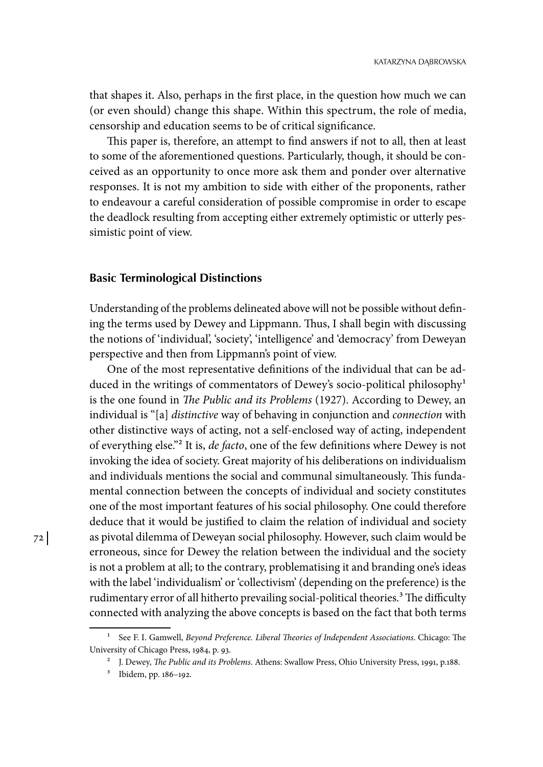that shapes it. Also, perhaps in the first place, in the question how much we can (or even should) change this shape. Within this spectrum, the role of media, censorship and education seems to be of critical significance.

This paper is, therefore, an attempt to find answers if not to all, then at least to some of the aforementioned questions. Particularly, though, it should be conceived as an opportunity to once more ask them and ponder over alternative responses. It is not my ambition to side with either of the proponents, rather to endeavour a careful consideration of possible compromise in order to escape the deadlock resulting from accepting either extremely optimistic or utterly pessimistic point of view.

### Basic Terminological Distinctions

Understanding of the problems delineated above will not be possible without defining the terms used by Dewey and Lippmann. Thus, I shall begin with discussing the notions of 'individual', 'society', 'intelligence' and 'democracy' from Deweyan perspective and then from Lippmann's point of view.

One of the most representative definitions of the individual that can be adduced in the writings of commentators of Dewey's socio-political philosophy[1] is the one found in *The Public and its Problems* (1927). According to Dewey, an individual is "[a] *distinctive* way of behaving in conjunction and *connection* with other distinctive ways of acting, not a self-enclosed way of acting, independent of everything else."[2] It is, *de facto*, one of the few definitions where Dewey is not invoking the idea of society. Great majority of his deliberations on individualism and individuals mentions the social and communal simultaneously. This fundamental connection between the concepts of individual and society constitutes one of the most important features of his social philosophy. One could therefore deduce that it would be justified to claim the relation of individual and society as pivotal dilemma of Deweyan social philosophy. However, such claim would be erroneous, since for Dewey the relation between the individual and the society is not a problem at all; to the contrary, problematising it and branding one's ideas with the label 'individualism' or 'collectivism' (depending on the preference) is the rudimentary error of all hitherto prevailing social-political theories.[3] The difficulty connected with analyzing the above concepts is based on the fact that both terms

---

[1] See F. I. Gamwell, *Beyond Preference. Liberal Theories of Independent Associations*. Chicago: The University of Chicago Press, 1984, p. 93.

[2] J. Dewey, *The Public and its Problems*. Athens: Swallow Press, Ohio University Press, 1991, p.188.

[3] Ibidem, pp. 186–192.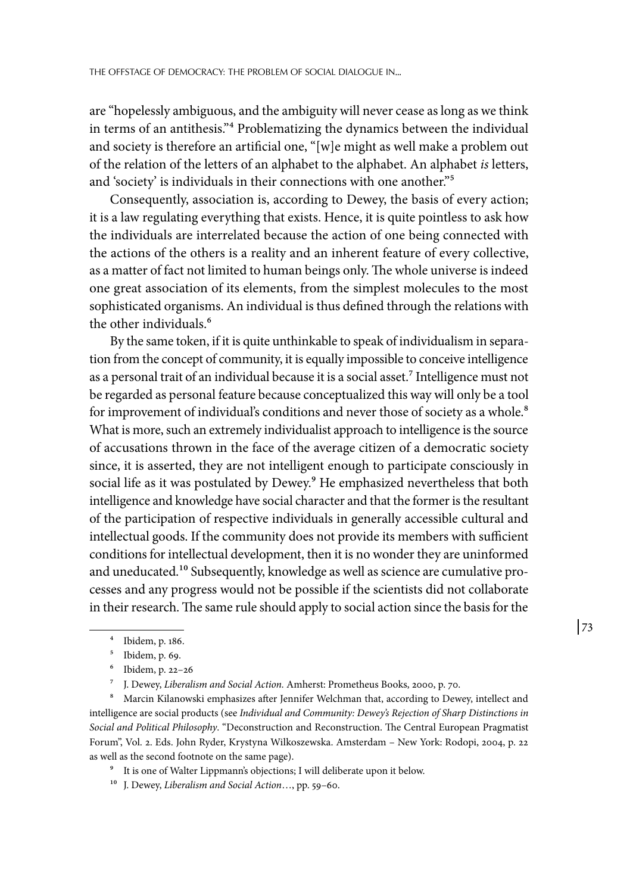are "hopelessly ambiguous, and the ambiguity will never cease as long as we think in terms of an antithesis."[4] Problematizing the dynamics between the individual and society is therefore an artificial one, "[w]e might as well make a problem out of the relation of the letters of an alphabet to the alphabet. An alphabet *is* letters, and 'society' is individuals in their connections with one another."[5]

Consequently, association is, according to Dewey, the basis of every action; it is a law regulating everything that exists. Hence, it is quite pointless to ask how the individuals are interrelated because the action of one being connected with the actions of the others is a reality and an inherent feature of every collective, as a matter of fact not limited to human beings only. The whole universe is indeed one great association of its elements, from the simplest molecules to the most sophisticated organisms. An individual is thus defined through the relations with the other individuals.[6]

By the same token, if it is quite unthinkable to speak of individualism in separation from the concept of community, it is equally impossible to conceive intelligence as a personal trait of an individual because it is a social asset.[7] Intelligence must not be regarded as personal feature because conceptualized this way will only be a tool for improvement of individual's conditions and never those of society as a whole.[8] What is more, such an extremely individualist approach to intelligence is the source of accusations thrown in the face of the average citizen of a democratic society since, it is asserted, they are not intelligent enough to participate consciously in social life as it was postulated by Dewey.[9] He emphasized nevertheless that both intelligence and knowledge have social character and that the former is the resultant of the participation of respective individuals in generally accessible cultural and intellectual goods. If the community does not provide its members with sufficient conditions for intellectual development, then it is no wonder they are uninformed and uneducated.[10] Subsequently, knowledge as well as science are cumulative processes and any progress would not be possible if the scientists did not collaborate in their research. The same rule should apply to social action since the basis for the

---

[4] Ibidem, p. 186.

[5] Ibidem, p. 69.

[6] Ibidem, p. 22–26

[7] J. Dewey, *Liberalism and Social Action.* Amherst: Prometheus Books, 2000, p. 70.

[8] Marcin Kilanowski emphasizes after Jennifer Welchman that, according to Dewey, intellect and intelligence are social products (see *Individual and Community: Dewey's Rejection of Sharp Distinctions in Social and Political Philosophy.* "Deconstruction and Reconstruction. The Central European Pragmatist Forum", Vol. 2. Eds. John Ryder, Krystyna Wilkoszewska. Amsterdam – New York: Rodopi, 2004, p. 22 as well as the second footnote on the same page).

[9] It is one of Walter Lippmann's objections; I will deliberate upon it below.

[10] J. Dewey, *Liberalism and Social Action*…, pp. 59–60.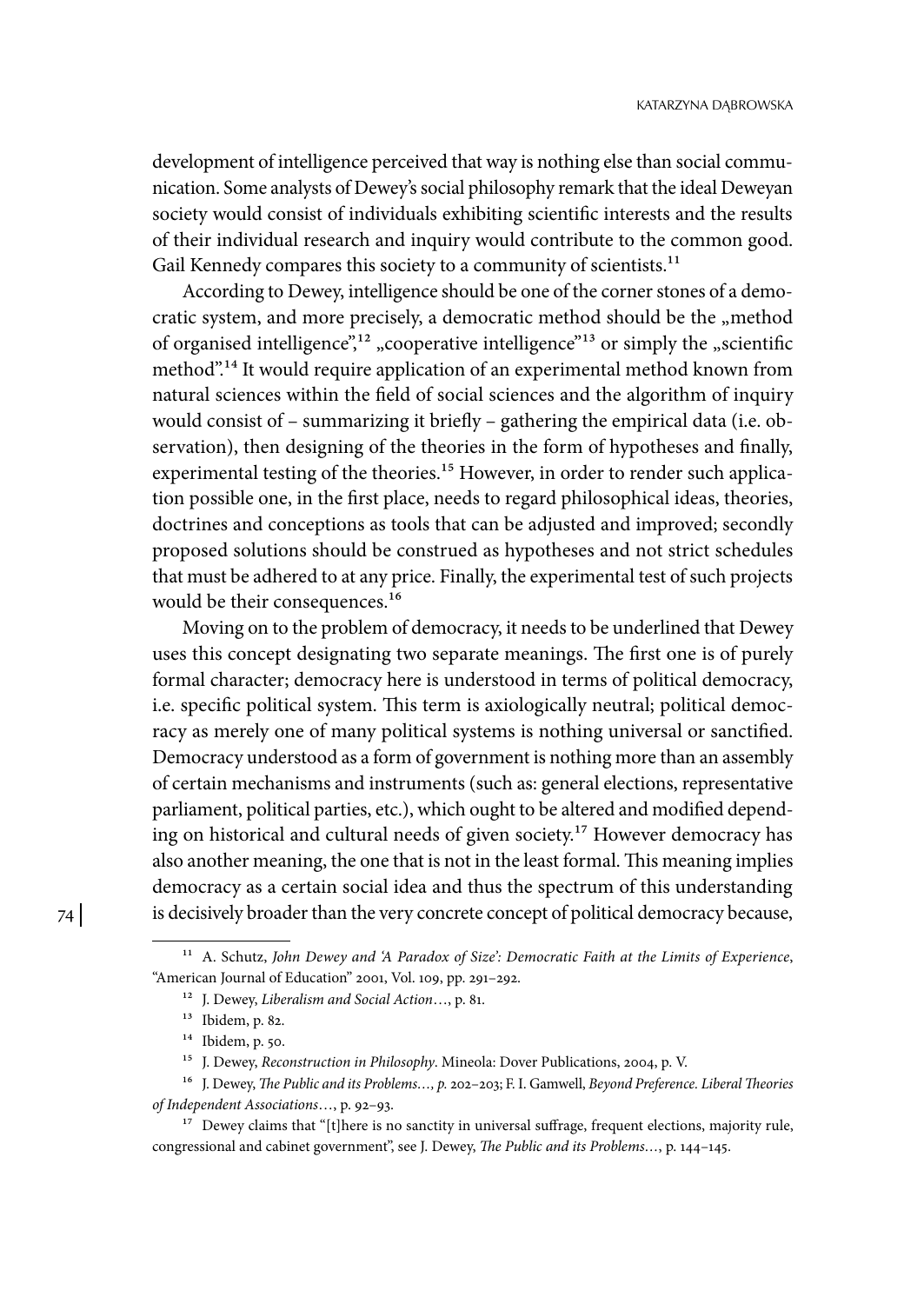development of intelligence perceived that way is nothing else than social communication. Some analysts of Dewey's social philosophy remark that the ideal Deweyan society would consist of individuals exhibiting scientific interests and the results of their individual research and inquiry would contribute to the common good. Gail Kennedy compares this society to a community of scientists.[11]

According to Dewey, intelligence should be one of the corner stones of a democratic system, and more precisely, a democratic method should be the „method of organised intelligence",[12] „cooperative intelligence"[13] or simply the „scientific method".[14] It would require application of an experimental method known from natural sciences within the field of social sciences and the algorithm of inquiry would consist of – summarizing it briefly – gathering the empirical data (i.e. observation), then designing of the theories in the form of hypotheses and finally, experimental testing of the theories.[15] However, in order to render such application possible one, in the first place, needs to regard philosophical ideas, theories, doctrines and conceptions as tools that can be adjusted and improved; secondly proposed solutions should be construed as hypotheses and not strict schedules that must be adhered to at any price. Finally, the experimental test of such projects would be their consequences.[16]

Moving on to the problem of democracy, it needs to be underlined that Dewey uses this concept designating two separate meanings. The first one is of purely formal character; democracy here is understood in terms of political democracy, i.e. specific political system. This term is axiologically neutral; political democracy as merely one of many political systems is nothing universal or sanctified. Democracy understood as a form of government is nothing more than an assembly of certain mechanisms and instruments (such as: general elections, representative parliament, political parties, etc.), which ought to be altered and modified depending on historical and cultural needs of given society.[17] However democracy has also another meaning, the one that is not in the least formal. This meaning implies democracy as a certain social idea and thus the spectrum of this understanding is decisively broader than the very concrete concept of political democracy because,

---

[11] A. Schutz, *John Dewey and 'A Paradox of Size': Democratic Faith at the Limits of Experience*, "American Journal of Education" 2001, Vol. 109, pp. 291–292.

[12] J. Dewey, *Liberalism and Social Action*…, p. 81.

[13] Ibidem, p. 82.

[14] Ibidem, p. 50.

[15] J. Dewey, *Reconstruction in Philosophy*. Mineola: Dover Publications, 2004, p. V.

[16] J. Dewey, *The Public and its Problems…, p.* 202–203; F. I. Gamwell, *Beyond Preference. Liberal Theories of Independent Associations*…, p. 92–93.

[17] Dewey claims that "[t]here is no sanctity in universal suffrage, frequent elections, majority rule, congressional and cabinet government", see J. Dewey, *The Public and its Problems…*, p. 144–145.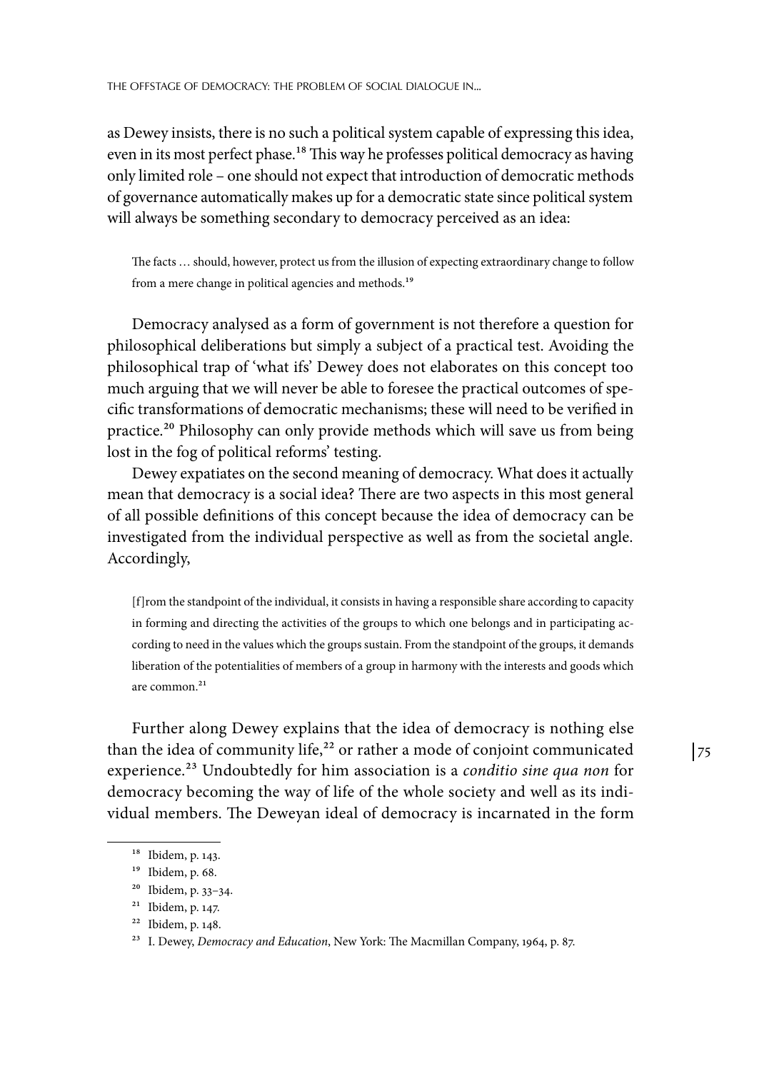as Dewey insists, there is no such a political system capable of expressing this idea, even in its most perfect phase.[18] This way he professes political democracy as having only limited role – one should not expect that introduction of democratic methods of governance automatically makes up for a democratic state since political system will always be something secondary to democracy perceived as an idea:

> The facts … should, however, protect us from the illusion of expecting extraordinary change to follow from a mere change in political agencies and methods.[19]

Democracy analysed as a form of government is not therefore a question for philosophical deliberations but simply a subject of a practical test. Avoiding the philosophical trap of 'what ifs' Dewey does not elaborates on this concept too much arguing that we will never be able to foresee the practical outcomes of specific transformations of democratic mechanisms; these will need to be verified in practice.[20] Philosophy can only provide methods which will save us from being lost in the fog of political reforms' testing.

Dewey expatiates on the second meaning of democracy. What does it actually mean that democracy is a social idea? There are two aspects in this most general of all possible definitions of this concept because the idea of democracy can be investigated from the individual perspective as well as from the societal angle. Accordingly,

> [f]rom the standpoint of the individual, it consists in having a responsible share according to capacity in forming and directing the activities of the groups to which one belongs and in participating according to need in the values which the groups sustain. From the standpoint of the groups, it demands liberation of the potentialities of members of a group in harmony with the interests and goods which are common.[21]

Further along Dewey explains that the idea of democracy is nothing else than the idea of community life,[22] or rather a mode of conjoint communicated experience.[23] Undoubtedly for him association is a *conditio sine qua non* for democracy becoming the way of life of the whole society and well as its individual members. The Deweyan ideal of democracy is incarnated in the form

---

[18] Ibidem, p. 143.

[19] Ibidem, p. 68.

[20] Ibidem, p. 33–34.

[21] Ibidem, p. 147.

[22] Ibidem, p. 148.

[23] I. Dewey, *Democracy and Education*, New York: The Macmillan Company, 1964, p. 87.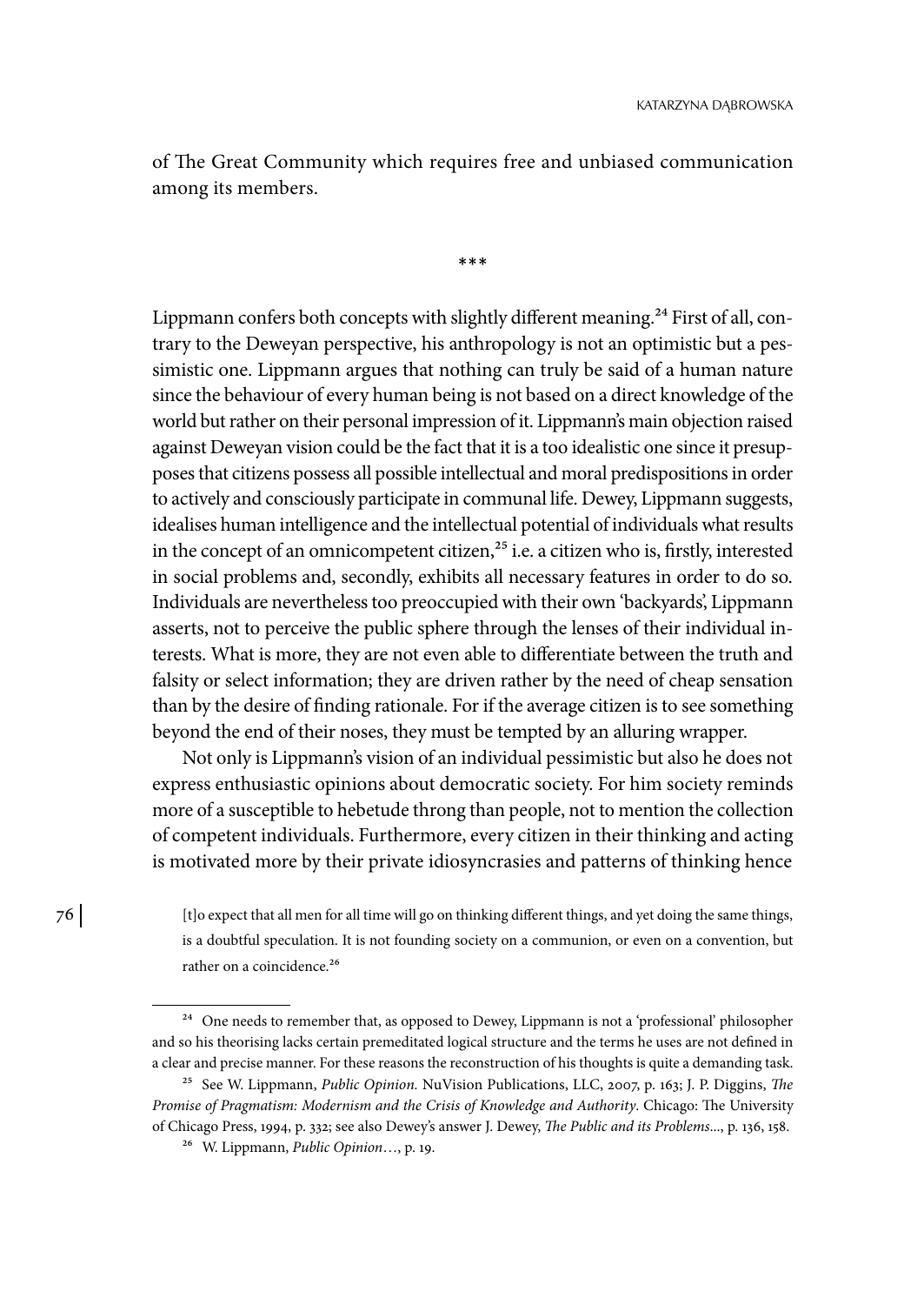of The Great Community which requires free and unbiased communication among its members.

***

Lippmann confers both concepts with slightly different meaning.[24] First of all, contrary to the Deweyan perspective, his anthropology is not an optimistic but a pessimistic one. Lippmann argues that nothing can truly be said of a human nature since the behaviour of every human being is not based on a direct knowledge of the world but rather on their personal impression of it. Lippmann's main objection raised against Deweyan vision could be the fact that it is a too idealistic one since it presupposes that citizens possess all possible intellectual and moral predispositions in order to actively and consciously participate in communal life. Dewey, Lippmann suggests, idealises human intelligence and the intellectual potential of individuals what results in the concept of an omnicompetent citizen,[25] i.e. a citizen who is, firstly, interested in social problems and, secondly, exhibits all necessary features in order to do so. Individuals are nevertheless too preoccupied with their own 'backyards', Lippmann asserts, not to perceive the public sphere through the lenses of their individual interests. What is more, they are not even able to differentiate between the truth and falsity or select information; they are driven rather by the need of cheap sensation than by the desire of finding rationale. For if the average citizen is to see something beyond the end of their noses, they must be tempted by an alluring wrapper.

Not only is Lippmann's vision of an individual pessimistic but also he does not express enthusiastic opinions about democratic society. For him society reminds more of a susceptible to hebetude throng than people, not to mention the collection of competent individuals. Furthermore, every citizen in their thinking and acting is motivated more by their private idiosyncrasies and patterns of thinking hence

> [t]o expect that all men for all time will go on thinking different things, and yet doing the same things, is a doubtful speculation. It is not founding society on a communion, or even on a convention, but rather on a coincidence.[26]

---

[24] One needs to remember that, as opposed to Dewey, Lippmann is not a 'professional' philosopher and so his theorising lacks certain premeditated logical structure and the terms he uses are not defined in a clear and precise manner. For these reasons the reconstruction of his thoughts is quite a demanding task.

[25] See W. Lippmann, *Public Opinion.* NuVision Publications, LLC, 2007, p. 163; J. P. Diggins, *The Promise of Pragmatism: Modernism and the Crisis of Knowledge and Authority*. Chicago: The University of Chicago Press, 1994, p. 332; see also Dewey's answer J. Dewey, *The Public and its Problems*..., p. 136, 158.

[26] W. Lippmann, *Public Opinion*…, p. 19.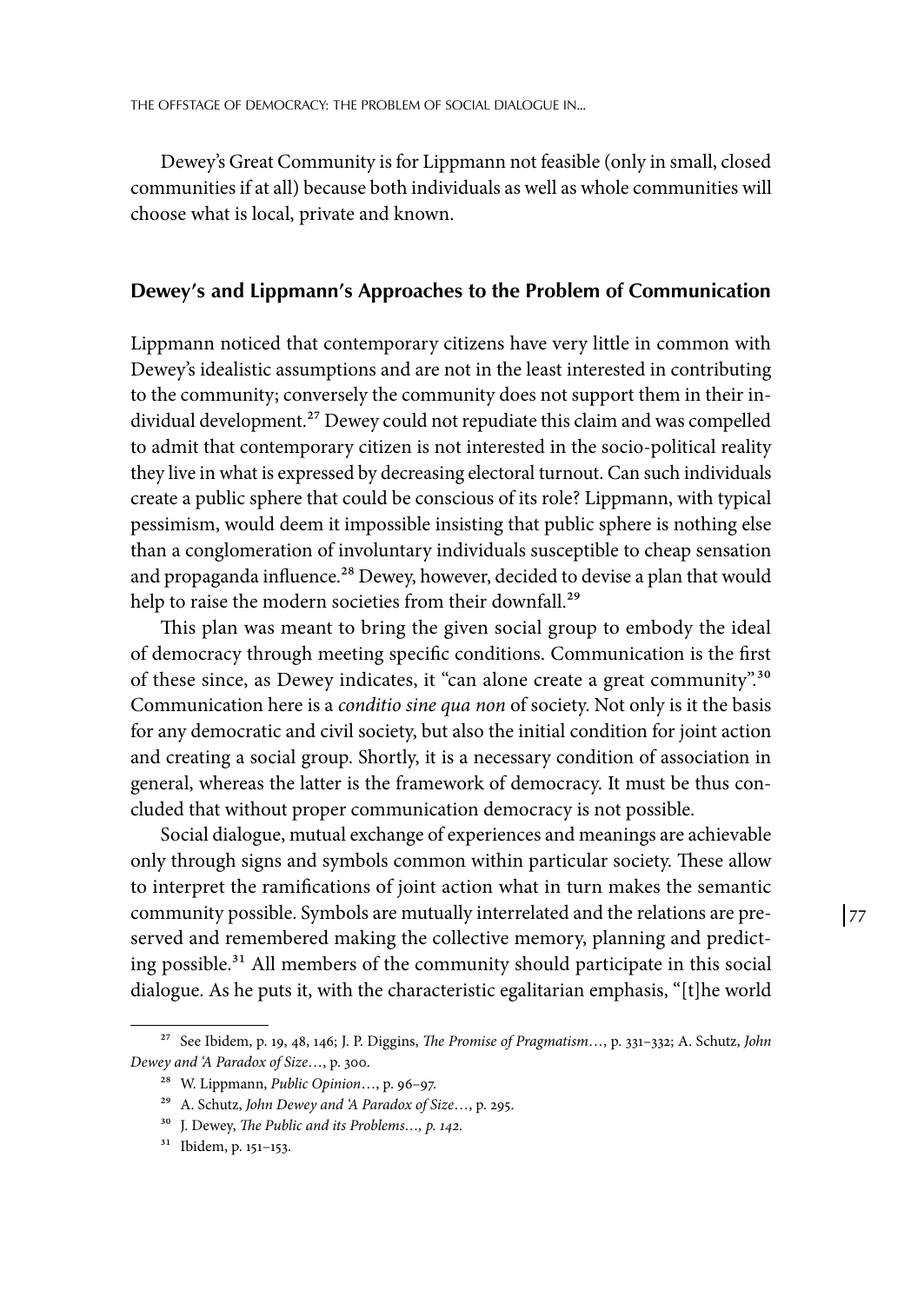Dewey's Great Community is for Lippmann not feasible (only in small, closed communities if at all) because both individuals as well as whole communities will choose what is local, private and known.

## Dewey's and Lippmann's Approaches to the Problem of Communication

Lippmann noticed that contemporary citizens have very little in common with Dewey's idealistic assumptions and are not in the least interested in contributing to the community; conversely the community does not support them in their individual development.[27] Dewey could not repudiate this claim and was compelled to admit that contemporary citizen is not interested in the socio-political reality they live in what is expressed by decreasing electoral turnout. Can such individuals create a public sphere that could be conscious of its role? Lippmann, with typical pessimism, would deem it impossible insisting that public sphere is nothing else than a conglomeration of involuntary individuals susceptible to cheap sensation and propaganda influence.[28] Dewey, however, decided to devise a plan that would help to raise the modern societies from their downfall.[29]

This plan was meant to bring the given social group to embody the ideal of democracy through meeting specific conditions. Communication is the first of these since, as Dewey indicates, it "can alone create a great community".[30] Communication here is a *conditio sine qua non* of society. Not only is it the basis for any democratic and civil society, but also the initial condition for joint action and creating a social group. Shortly, it is a necessary condition of association in general, whereas the latter is the framework of democracy. It must be thus concluded that without proper communication democracy is not possible.

Social dialogue, mutual exchange of experiences and meanings are achievable only through signs and symbols common within particular society. These allow to interpret the ramifications of joint action what in turn makes the semantic community possible. Symbols are mutually interrelated and the relations are preserved and remembered making the collective memory, planning and predicting possible.[31] All members of the community should participate in this social dialogue. As he puts it, with the characteristic egalitarian emphasis, "[t]he world

---

[27] See Ibidem, p. 19, 48, 146; J. P. Diggins, *The Promise of Pragmatism*…, p. 331–332; A. Schutz, *John Dewey and 'A Paradox of Size*…, p. 300.

[28] W. Lippmann, *Public Opinion*…, p. 96–97.

[29] A. Schutz, *John Dewey and 'A Paradox of Size*…, p. 295.

[30] J. Dewey, *The Public and its Problems…, p. 142.*

[31] Ibidem, p. 151–153.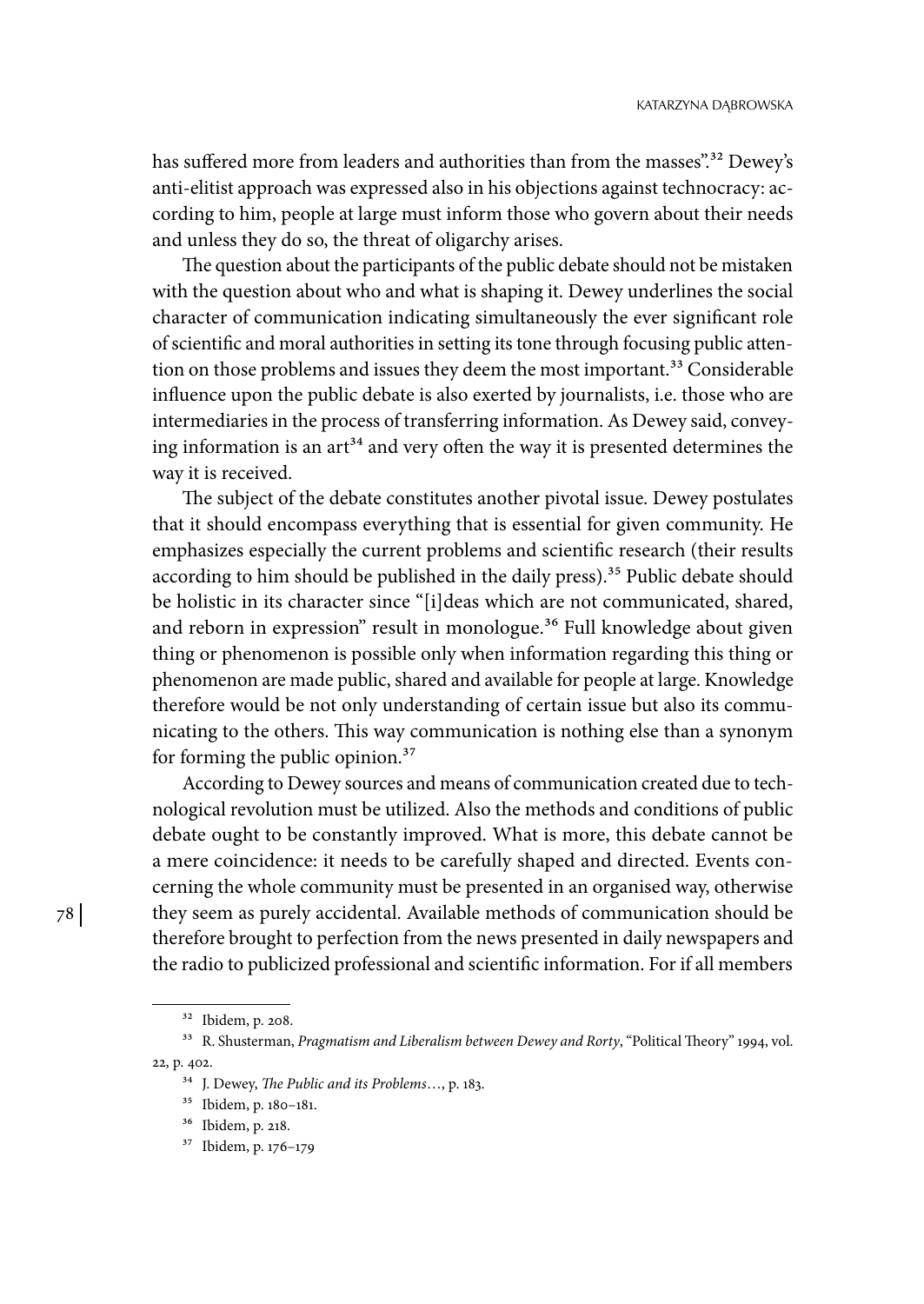has suffered more from leaders and authorities than from the masses".[32] Dewey's anti-elitist approach was expressed also in his objections against technocracy: according to him, people at large must inform those who govern about their needs and unless they do so, the threat of oligarchy arises.

The question about the participants of the public debate should not be mistaken with the question about who and what is shaping it. Dewey underlines the social character of communication indicating simultaneously the ever significant role of scientific and moral authorities in setting its tone through focusing public attention on those problems and issues they deem the most important.[33] Considerable influence upon the public debate is also exerted by journalists, i.e. those who are intermediaries in the process of transferring information. As Dewey said, conveying information is an art[34] and very often the way it is presented determines the way it is received.

The subject of the debate constitutes another pivotal issue. Dewey postulates that it should encompass everything that is essential for given community. He emphasizes especially the current problems and scientific research (their results according to him should be published in the daily press).[35] Public debate should be holistic in its character since "[i]deas which are not communicated, shared, and reborn in expression" result in monologue.[36] Full knowledge about given thing or phenomenon is possible only when information regarding this thing or phenomenon are made public, shared and available for people at large. Knowledge therefore would be not only understanding of certain issue but also its communicating to the others. This way communication is nothing else than a synonym for forming the public opinion.[37]

According to Dewey sources and means of communication created due to technological revolution must be utilized. Also the methods and conditions of public debate ought to be constantly improved. What is more, this debate cannot be a mere coincidence: it needs to be carefully shaped and directed. Events concerning the whole community must be presented in an organised way, otherwise they seem as purely accidental. Available methods of communication should be therefore brought to perfection from the news presented in daily newspapers and the radio to publicized professional and scientific information. For if all members

---

[32] Ibidem, p. 208.

[33] R. Shusterman, *Pragmatism and Liberalism between Dewey and Rorty*, "Political Theory" 1994, vol. 22, p. 402.

[34] J. Dewey, *The Public and its Problems*…, p. 183.

[35] Ibidem, p. 180–181.

[36] Ibidem, p. 218.

[37] Ibidem, p. 176–179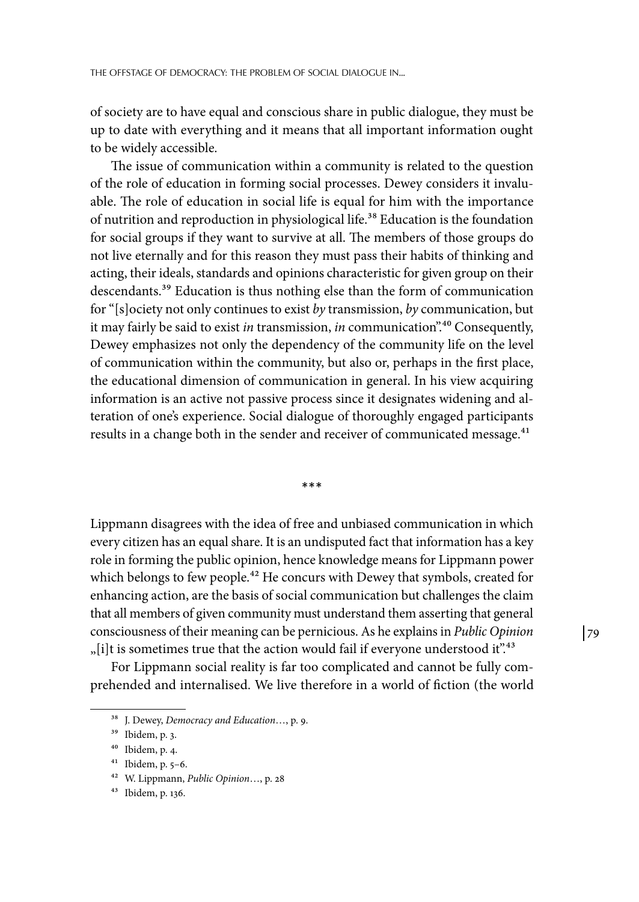of society are to have equal and conscious share in public dialogue, they must be up to date with everything and it means that all important information ought to be widely accessible.

The issue of communication within a community is related to the question of the role of education in forming social processes. Dewey considers it invaluable. The role of education in social life is equal for him with the importance of nutrition and reproduction in physiological life.[38] Education is the foundation for social groups if they want to survive at all. The members of those groups do not live eternally and for this reason they must pass their habits of thinking and acting, their ideals, standards and opinions characteristic for given group on their descendants.[39] Education is thus nothing else than the form of communication for "[s]ociety not only continues to exist *by* transmission, *by* communication, but it may fairly be said to exist *in* transmission, *in* communication".[40] Consequently, Dewey emphasizes not only the dependency of the community life on the level of communication within the community, but also or, perhaps in the first place, the educational dimension of communication in general. In his view acquiring information is an active not passive process since it designates widening and alteration of one's experience. Social dialogue of thoroughly engaged participants results in a change both in the sender and receiver of communicated message.[41]

\*\*\*

Lippmann disagrees with the idea of free and unbiased communication in which every citizen has an equal share. It is an undisputed fact that information has a key role in forming the public opinion, hence knowledge means for Lippmann power which belongs to few people.[42] He concurs with Dewey that symbols, created for enhancing action, are the basis of social communication but challenges the claim that all members of given community must understand them asserting that general consciousness of their meaning can be pernicious. As he explains in *Public Opinion* „[i]t is sometimes true that the action would fail if everyone understood it".[43]

For Lippmann social reality is far too complicated and cannot be fully comprehended and internalised. We live therefore in a world of fiction (the world

---

[38] J. Dewey, *Democracy and Education*…, p. 9.

[39] Ibidem, p. 3.

[40] Ibidem, p. 4.

[41] Ibidem, p. 5–6.

[42] W. Lippmann, *Public Opinion*…, p. 28

[43] Ibidem, p. 136.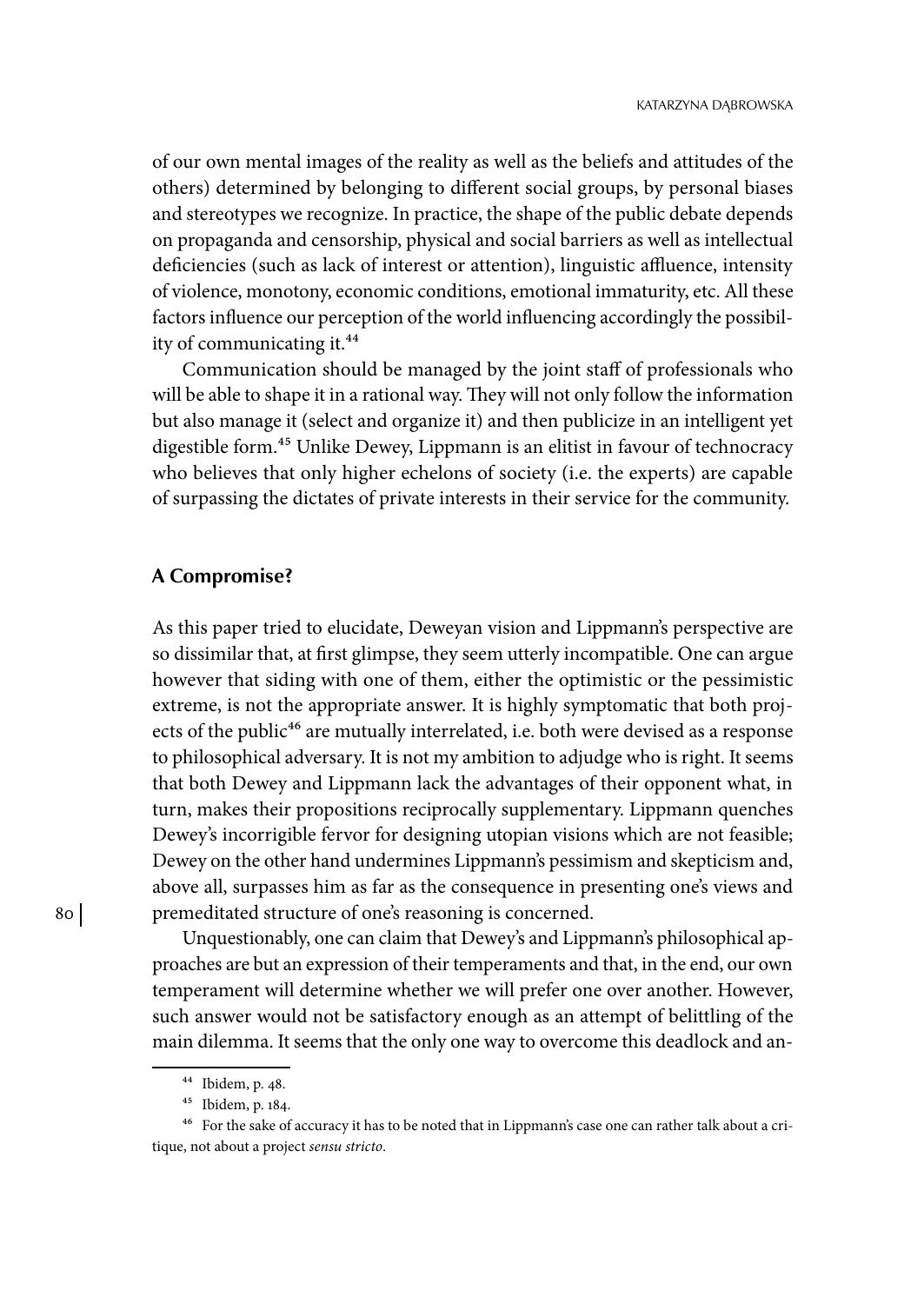of our own mental images of the reality as well as the beliefs and attitudes of the others) determined by belonging to different social groups, by personal biases and stereotypes we recognize. In practice, the shape of the public debate depends on propaganda and censorship, physical and social barriers as well as intellectual deficiencies (such as lack of interest or attention), linguistic affluence, intensity of violence, monotony, economic conditions, emotional immaturity, etc. All these factors influence our perception of the world influencing accordingly the possibility of communicating it.[44]

Communication should be managed by the joint staff of professionals who will be able to shape it in a rational way. They will not only follow the information but also manage it (select and organize it) and then publicize in an intelligent yet digestible form.[45] Unlike Dewey, Lippmann is an elitist in favour of technocracy who believes that only higher echelons of society (i.e. the experts) are capable of surpassing the dictates of private interests in their service for the community.

## A Compromise?

As this paper tried to elucidate, Deweyan vision and Lippmann's perspective are so dissimilar that, at first glimpse, they seem utterly incompatible. One can argue however that siding with one of them, either the optimistic or the pessimistic extreme, is not the appropriate answer. It is highly symptomatic that both projects of the public[46] are mutually interrelated, i.e. both were devised as a response to philosophical adversary. It is not my ambition to adjudge who is right. It seems that both Dewey and Lippmann lack the advantages of their opponent what, in turn, makes their propositions reciprocally supplementary. Lippmann quenches Dewey's incorrigible fervor for designing utopian visions which are not feasible; Dewey on the other hand undermines Lippmann's pessimism and skepticism and, above all, surpasses him as far as the consequence in presenting one's views and premeditated structure of one's reasoning is concerned.

Unquestionably, one can claim that Dewey's and Lippmann's philosophical approaches are but an expression of their temperaments and that, in the end, our own temperament will determine whether we will prefer one over another. However, such answer would not be satisfactory enough as an attempt of belittling of the main dilemma. It seems that the only one way to overcome this deadlock and an-

[44] Ibidem, p. 48.

[45] Ibidem, p. 184.

[46] For the sake of accuracy it has to be noted that in Lippmann's case one can rather talk about a critique, not about a project *sensu stricto*.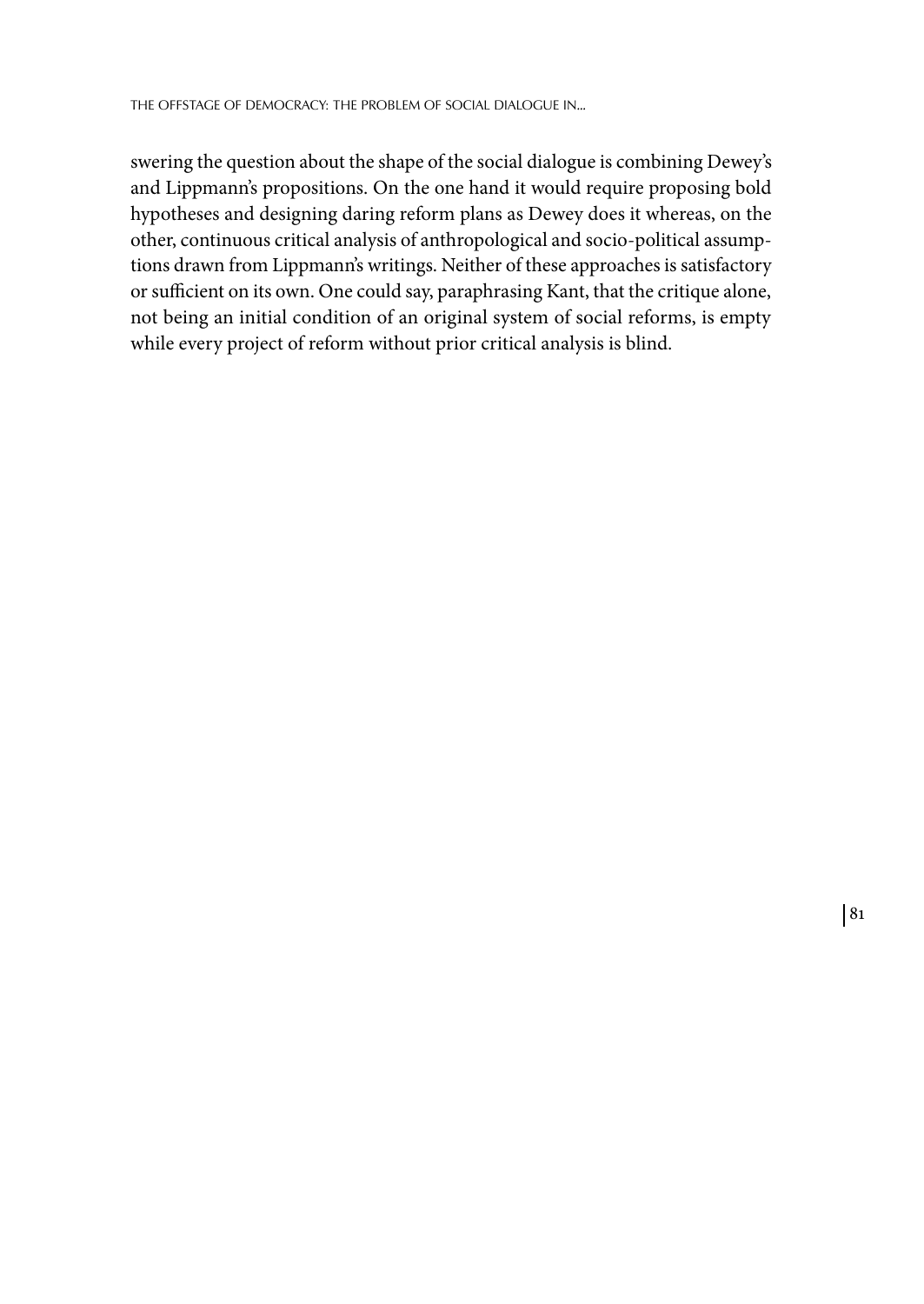swering the question about the shape of the social dialogue is combining Dewey's and Lippmann's propositions. On the one hand it would require proposing bold hypotheses and designing daring reform plans as Dewey does it whereas, on the other, continuous critical analysis of anthropological and socio-political assumptions drawn from Lippmann's writings. Neither of these approaches is satisfactory or sufficient on its own. One could say, paraphrasing Kant, that the critique alone, not being an initial condition of an original system of social reforms, is empty while every project of reform without prior critical analysis is blind.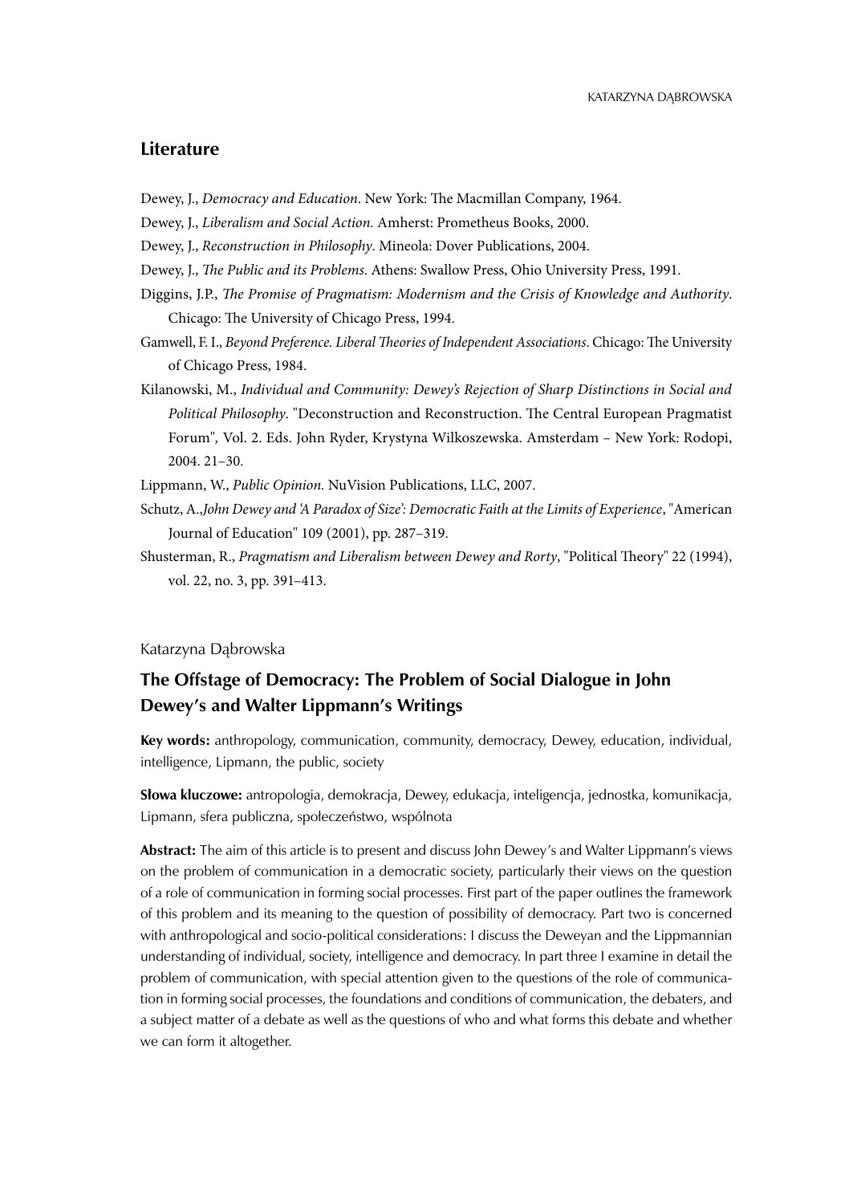## Literature

Dewey, J., *Democracy and Education*. New York: The Macmillan Company, 1964.

Dewey, J., *Liberalism and Social Action.* Amherst: Prometheus Books, 2000.

Dewey, J., *Reconstruction in Philosophy*. Mineola: Dover Publications, 2004.

Dewey, J., *The Public and its Problems.* Athens: Swallow Press, Ohio University Press, 1991.

Diggins, J.P., *The Promise of Pragmatism: Modernism and the Crisis of Knowledge and Authority*. Chicago: The University of Chicago Press, 1994.

Gamwell, F. I., *Beyond Preference. Liberal Theories of Independent Associations*. Chicago: The University of Chicago Press, 1984.

Kilanowski, M., *Individual and Community: Dewey's Rejection of Sharp Distinctions in Social and Political Philosophy*. "Deconstruction and Reconstruction. The Central European Pragmatist Forum", Vol. 2. Eds. John Ryder, Krystyna Wilkoszewska. Amsterdam – New York: Rodopi, 2004. 21–30.

Lippmann, W., *Public Opinion.* NuVision Publications, LLC, 2007.

Schutz, A.,*John Dewey and 'A Paradox of Size': Democratic Faith at the Limits of Experience*, "American Journal of Education" 109 (2001), pp. 287–319.

Shusterman, R., *Pragmatism and Liberalism between Dewey and Rorty*, "Political Theory" 22 (1994), vol. 22, no. 3, pp. 391–413.

Katarzyna Dąbrowska

## The Offstage of Democracy: The Problem of Social Dialogue in John Dewey's and Walter Lippmann's Writings

**Key words:** anthropology, communication, community, democracy, Dewey, education, individual, intelligence, Lipmann, the public, society

**Słowa kluczowe:** antropologia, demokracja, Dewey, edukacja, inteligencja, jednostka, komunikacja, Lipmann, sfera publiczna, społeczeństwo, wspólnota

**Abstract:** The aim of this article is to present and discuss John Dewey's and Walter Lippmann's views on the problem of communication in a democratic society, particularly their views on the question of a role of communication in forming social processes. First part of the paper outlines the framework of this problem and its meaning to the question of possibility of democracy. Part two is concerned with anthropological and socio-political considerations: I discuss the Deweyan and the Lippmannian understanding of individual, society, intelligence and democracy. In part three I examine in detail the problem of communication, with special attention given to the questions of the role of communication in forming social processes, the foundations and conditions of communication, the debaters, and a subject matter of a debate as well as the questions of who and what forms this debate and whether we can form it altogether.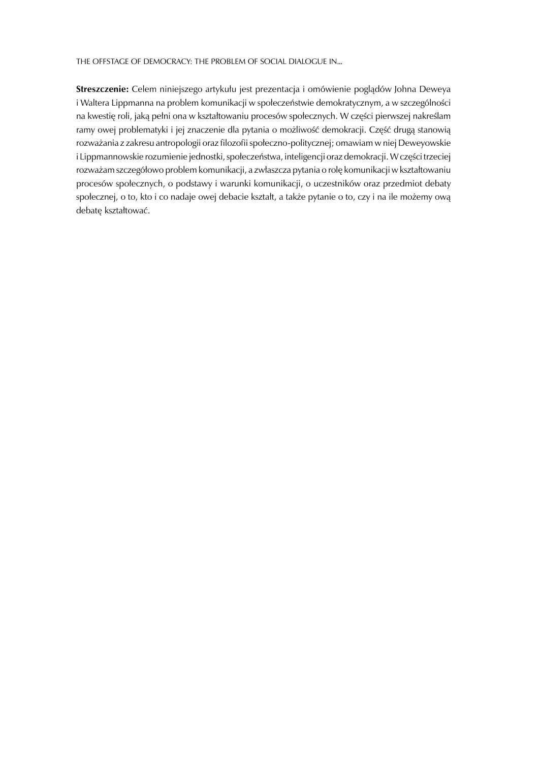**Streszczenie:** Celem niniejszego artykułu jest prezentacja i omówienie poglądów Johna Deweya i Waltera Lippmanna na problem komunikacji w społeczeństwie demokratycznym, a w szczególności na kwestię roli, jaką pełni ona w kształtowaniu procesów społecznych. W części pierwszej nakreślam ramy owej problematyki i jej znaczenie dla pytania o możliwość demokracji. Część drugą stanowią rozważania z zakresu antropologii oraz filozofii społeczno-politycznej; omawiam w niej Deweyowskie i Lippmannowskie rozumienie jednostki, społeczeństwa, inteligencji oraz demokracji. W części trzeciej rozważam szczegółowo problem komunikacji, a zwłaszcza pytania o rolę komunikacji w kształtowaniu procesów społecznych, o podstawy i warunki komunikacji, o uczestników oraz przedmiot debaty społecznej, o to, kto i co nadaje owej debacie kształt, a także pytanie o to, czy i na ile możemy ową debatę kształtować.